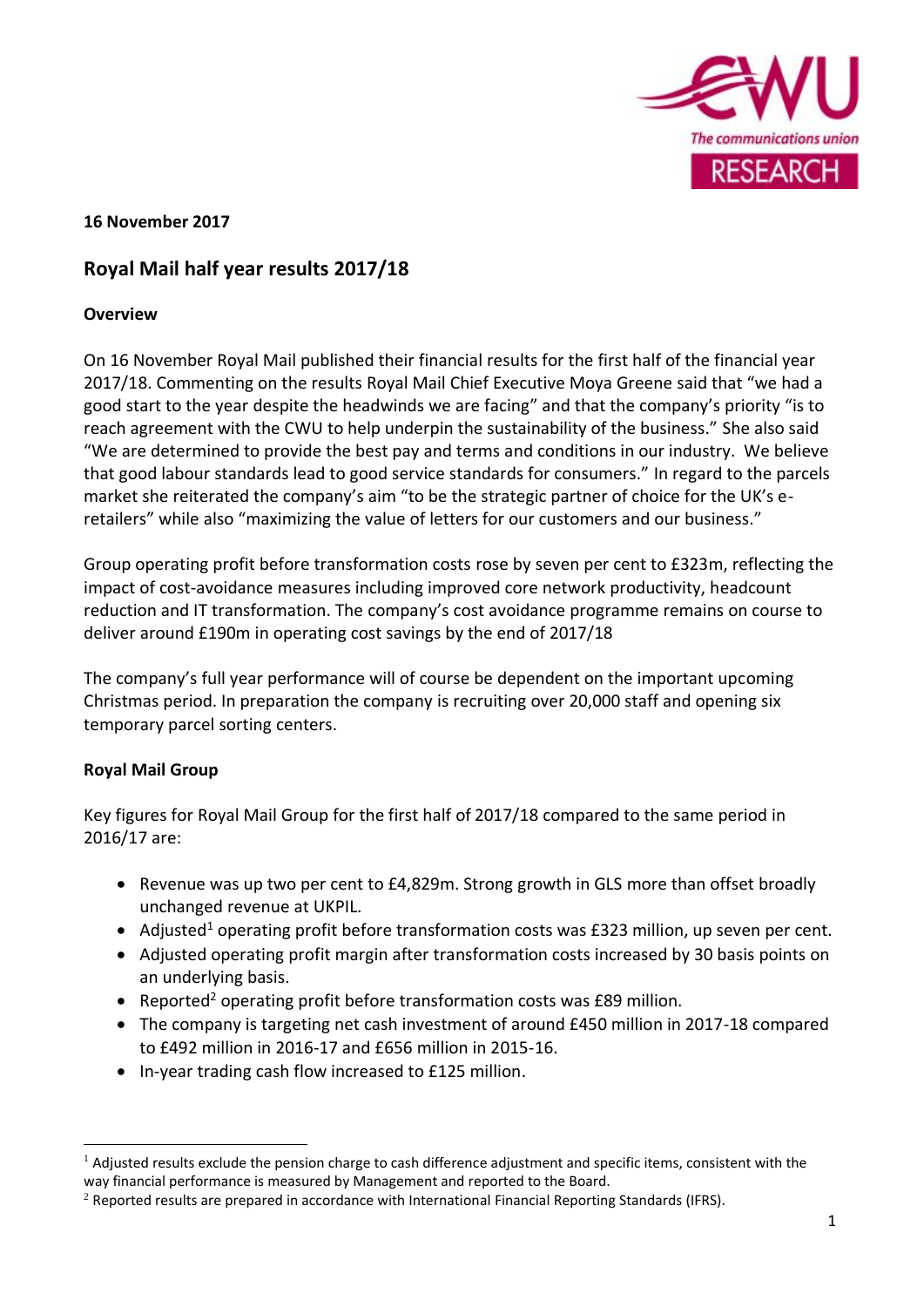**16 November 2017**

## Royal Mail half year results 2017/18

### Overview

On 16 November Royal Mail published their financial results for the first half of the financial year 2017/18. Commenting on the results Royal Mail Chief Executive Moya Greene said that "we had a good start to the year despite the headwinds we are facing" and that the company's priority "is to reach agreement with the CWU to help underpin the sustainability of the business." She also said "We are determined to provide the best pay and terms and conditions in our industry. We believe that good labour standards lead to good service standards for consumers." In regard to the parcels market she reiterated the company's aim "to be the strategic partner of choice for the UK's e-retailers" while also "maximizing the value of letters for our customers and our business."

Group operating profit before transformation costs rose by seven per cent to £323m, reflecting the impact of cost-avoidance measures including improved core network productivity, headcount reduction and IT transformation. The company's cost avoidance programme remains on course to deliver around £190m in operating cost savings by the end of 2017/18

The company's full year performance will of course be dependent on the important upcoming Christmas period. In preparation the company is recruiting over 20,000 staff and opening six temporary parcel sorting centers.

### Royal Mail Group

Key figures for Royal Mail Group for the first half of 2017/18 compared to the same period in 2016/17 are:

- Revenue was up two per cent to £4,829m. Strong growth in GLS more than offset broadly unchanged revenue at UKPIL.
- Adjusted[1] operating profit before transformation costs was £323 million, up seven per cent.
- Adjusted operating profit margin after transformation costs increased by 30 basis points on an underlying basis.
- Reported[2] operating profit before transformation costs was £89 million.
- The company is targeting net cash investment of around £450 million in 2017-18 compared to £492 million in 2016-17 and £656 million in 2015-16.
- In-year trading cash flow increased to £125 million.

[1] Adjusted results exclude the pension charge to cash difference adjustment and specific items, consistent with the way financial performance is measured by Management and reported to the Board.

[2] Reported results are prepared in accordance with International Financial Reporting Standards (IFRS).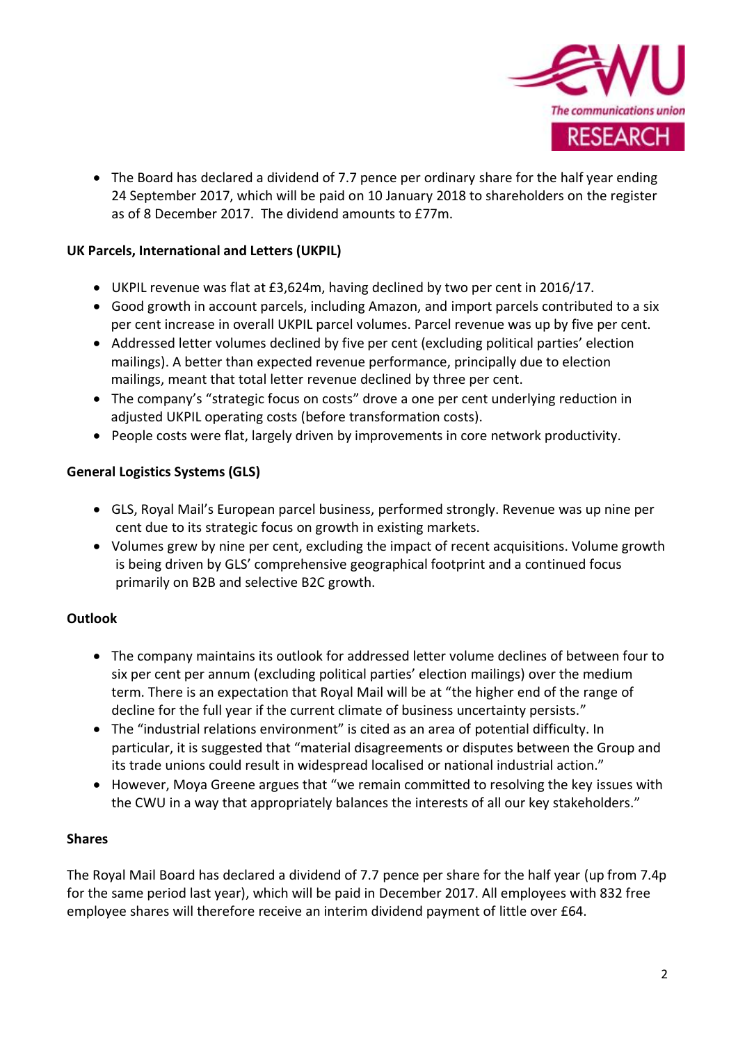- The Board has declared a dividend of 7.7 pence per ordinary share for the half year ending 24 September 2017, which will be paid on 10 January 2018 to shareholders on the register as of 8 December 2017. The dividend amounts to £77m.

**UK Parcels, International and Letters (UKPIL)**

- UKPIL revenue was flat at £3,624m, having declined by two per cent in 2016/17.
- Good growth in account parcels, including Amazon, and import parcels contributed to a six per cent increase in overall UKPIL parcel volumes. Parcel revenue was up by five per cent.
- Addressed letter volumes declined by five per cent (excluding political parties' election mailings). A better than expected revenue performance, principally due to election mailings, meant that total letter revenue declined by three per cent.
- The company's "strategic focus on costs" drove a one per cent underlying reduction in adjusted UKPIL operating costs (before transformation costs).
- People costs were flat, largely driven by improvements in core network productivity.

**General Logistics Systems (GLS)**

- GLS, Royal Mail's European parcel business, performed strongly. Revenue was up nine per cent due to its strategic focus on growth in existing markets.
- Volumes grew by nine per cent, excluding the impact of recent acquisitions. Volume growth is being driven by GLS' comprehensive geographical footprint and a continued focus primarily on B2B and selective B2C growth.

**Outlook**

- The company maintains its outlook for addressed letter volume declines of between four to six per cent per annum (excluding political parties' election mailings) over the medium term. There is an expectation that Royal Mail will be at "the higher end of the range of decline for the full year if the current climate of business uncertainty persists."
- The "industrial relations environment" is cited as an area of potential difficulty. In particular, it is suggested that "material disagreements or disputes between the Group and its trade unions could result in widespread localised or national industrial action."
- However, Moya Greene argues that "we remain committed to resolving the key issues with the CWU in a way that appropriately balances the interests of all our key stakeholders."

**Shares**

The Royal Mail Board has declared a dividend of 7.7 pence per share for the half year (up from 7.4p for the same period last year), which will be paid in December 2017. All employees with 832 free employee shares will therefore receive an interim dividend payment of little over £64.